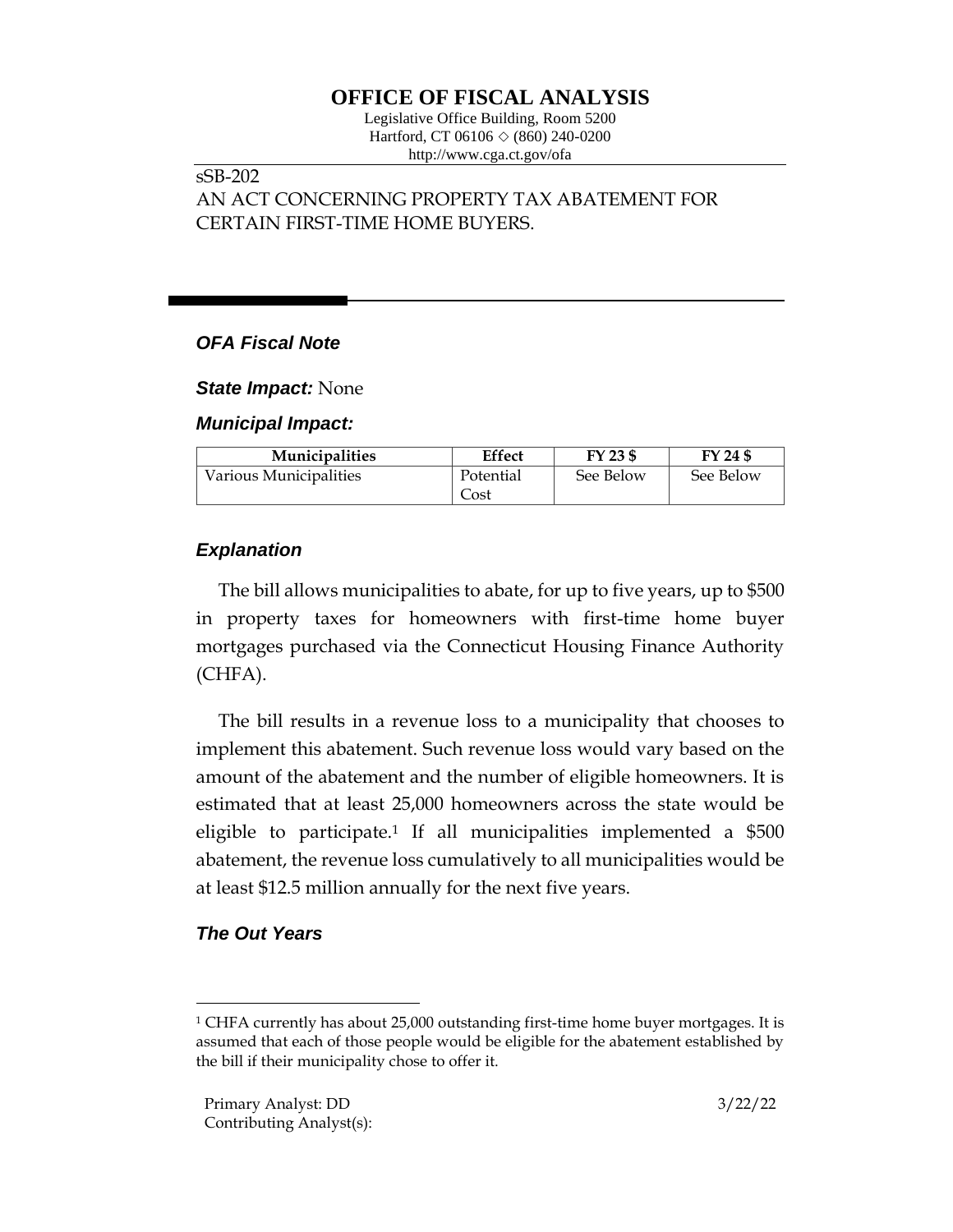# OFFICE OF FISCAL ANALYSIS

Legislative Office Building, Room 5200
Hartford, CT 06106 ◇ (860) 240-0200
http://www.cga.ct.gov/ofa

sSB-202
AN ACT CONCERNING PROPERTY TAX ABATEMENT FOR CERTAIN FIRST-TIME HOME BUYERS.

### *OFA Fiscal Note*

***State Impact:*** None

***Municipal Impact:***

| Municipalities | Effect | FY 23 $ | FY 24 $ |
|---|---|---|---|
| Various Municipalities | Potential Cost | See Below | See Below |

### *Explanation*

The bill allows municipalities to abate, for up to five years, up to $500 in property taxes for homeowners with first-time home buyer mortgages purchased via the Connecticut Housing Finance Authority (CHFA).

The bill results in a revenue loss to a municipality that chooses to implement this abatement. Such revenue loss would vary based on the amount of the abatement and the number of eligible homeowners. It is estimated that at least 25,000 homeowners across the state would be eligible to participate.[1] If all municipalities implemented a $500 abatement, the revenue loss cumulatively to all municipalities would be at least $12.5 million annually for the next five years.

### *The Out Years*

[1] CHFA currently has about 25,000 outstanding first-time home buyer mortgages. It is assumed that each of those people would be eligible for the abatement established by the bill if their municipality chose to offer it.

Primary Analyst: DD 3/22/22
Contributing Analyst(s):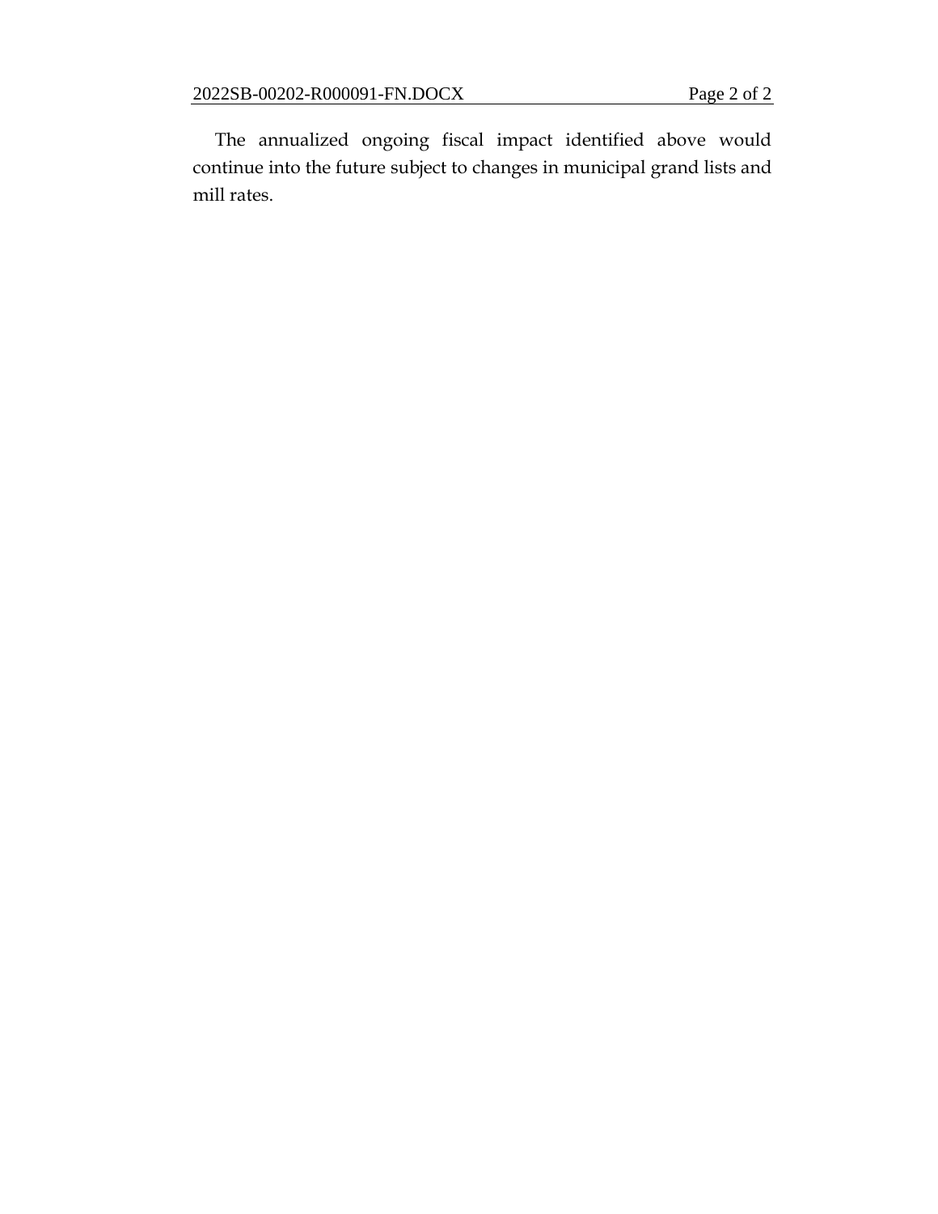The annualized ongoing fiscal impact identified above would continue into the future subject to changes in municipal grand lists and mill rates.